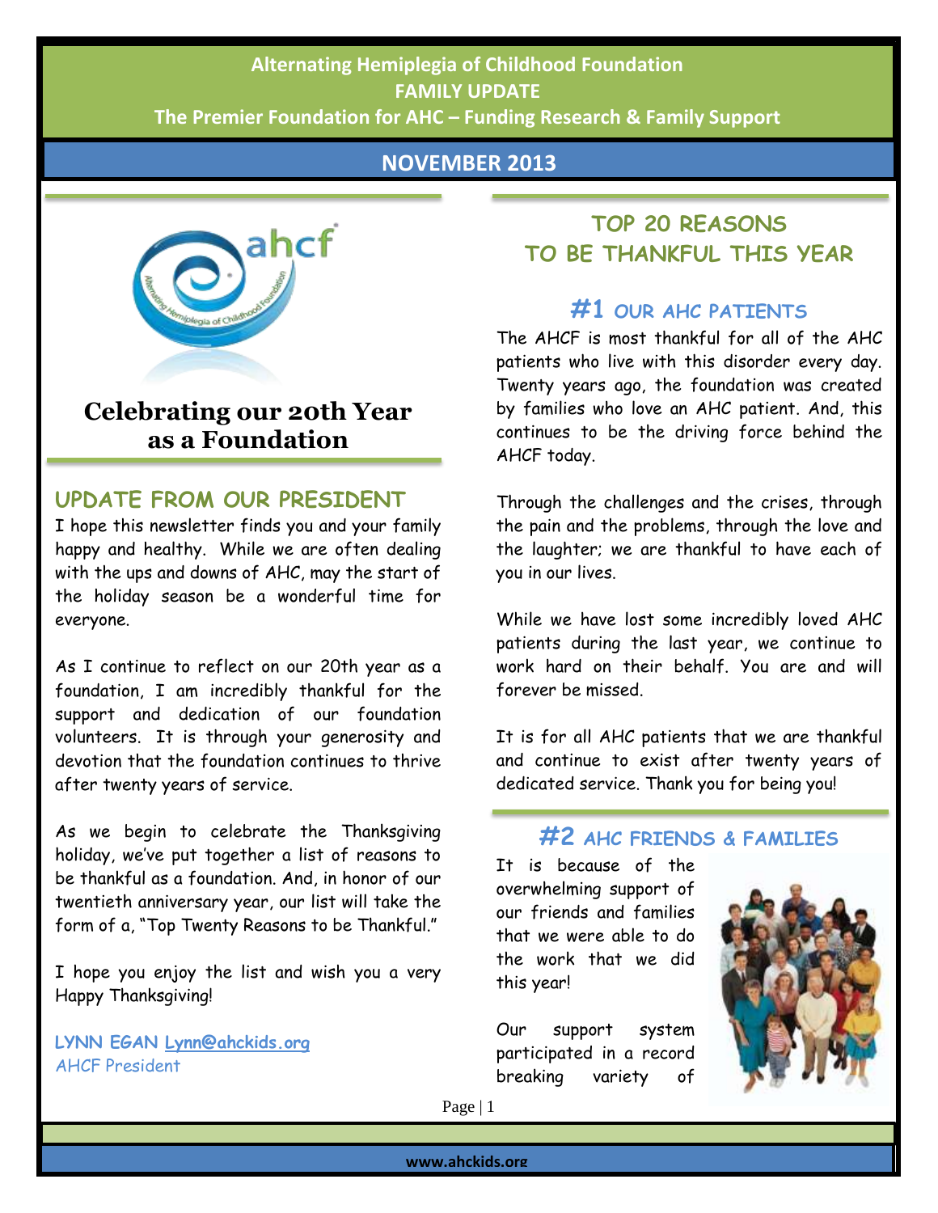# Alternating Hemiplegia of Childhood Foundation

**FAMILY UPDATE**

**The Premier Foundation for AHC – Funding Research & Family Support**

**NOVEMBER 2013**

## Celebrating our 20th Year as a Foundation

## UPDATE FROM OUR PRESIDENT

I hope this newsletter finds you and your family happy and healthy. While we are often dealing with the ups and downs of AHC, may the start of the holiday season be a wonderful time for everyone.

As I continue to reflect on our 20th year as a foundation, I am incredibly thankful for the support and dedication of our foundation volunteers. It is through your generosity and devotion that the foundation continues to thrive after twenty years of service.

As we begin to celebrate the Thanksgiving holiday, we've put together a list of reasons to be thankful as a foundation. And, in honor of our twentieth anniversary year, our list will take the form of a, "Top Twenty Reasons to be Thankful."

I hope you enjoy the list and wish you a very Happy Thanksgiving!

**LYNN EGAN Lynn@ahckids.org**
AHCF President

## TOP 20 REASONS TO BE THANKFUL THIS YEAR

### #1 OUR AHC PATIENTS

The AHCF is most thankful for all of the AHC patients who live with this disorder every day. Twenty years ago, the foundation was created by families who love an AHC patient. And, this continues to be the driving force behind the AHCF today.

Through the challenges and the crises, through the pain and the problems, through the love and the laughter; we are thankful to have each of you in our lives.

While we have lost some incredibly loved AHC patients during the last year, we continue to work hard on their behalf. You are and will forever be missed.

It is for all AHC patients that we are thankful and continue to exist after twenty years of dedicated service. Thank you for being you!

### #2 AHC FRIENDS & FAMILIES

It is because of the overwhelming support of our friends and families that we were able to do the work that we did this year!

Our support system participated in a record breaking variety of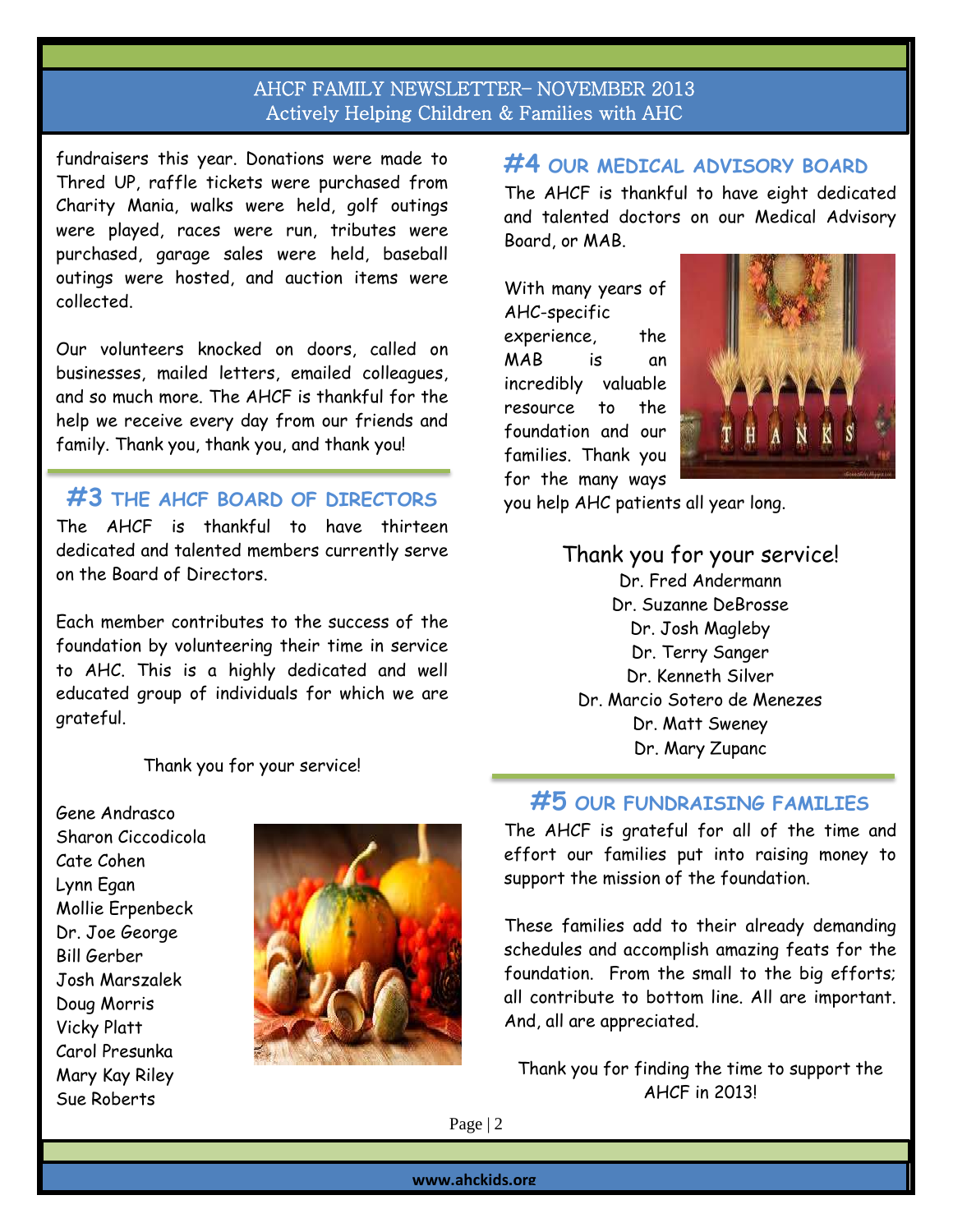fundraisers this year. Donations were made to Thred UP, raffle tickets were purchased from Charity Mania, walks were held, golf outings were played, races were run, tributes were purchased, garage sales were held, baseball outings were hosted, and auction items were collected.

Our volunteers knocked on doors, called on businesses, mailed letters, emailed colleagues, and so much more. The AHCF is thankful for the help we receive every day from our friends and family. Thank you, thank you, and thank you!

## #3 THE AHCF BOARD OF DIRECTORS

The AHCF is thankful to have thirteen dedicated and talented members currently serve on the Board of Directors.

Each member contributes to the success of the foundation by volunteering their time in service to AHC. This is a highly dedicated and well educated group of individuals for which we are grateful.

Thank you for your service!

Gene Andrasco
Sharon Ciccodicola
Cate Cohen
Lynn Egan
Mollie Erpenbeck
Dr. Joe George
Bill Gerber
Josh Marszalek
Doug Morris
Vicky Platt
Carol Presunka
Mary Kay Riley
Sue Roberts

## #4 OUR MEDICAL ADVISORY BOARD

The AHCF is thankful to have eight dedicated and talented doctors on our Medical Advisory Board, or MAB.

With many years of AHC-specific experience, the MAB is an incredibly valuable resource to the foundation and our families. Thank you for the many ways you help AHC patients all year long.

Thank you for your service!

Dr. Fred Andermann
Dr. Suzanne DeBrosse
Dr. Josh Magleby
Dr. Terry Sanger
Dr. Kenneth Silver
Dr. Marcio Sotero de Menezes
Dr. Matt Sweney
Dr. Mary Zupanc

## #5 OUR FUNDRAISING FAMILIES

The AHCF is grateful for all of the time and effort our families put into raising money to support the mission of the foundation.

These families add to their already demanding schedules and accomplish amazing feats for the foundation. From the small to the big efforts; all contribute to bottom line. All are important. And, all are appreciated.

Thank you for finding the time to support the AHCF in 2013!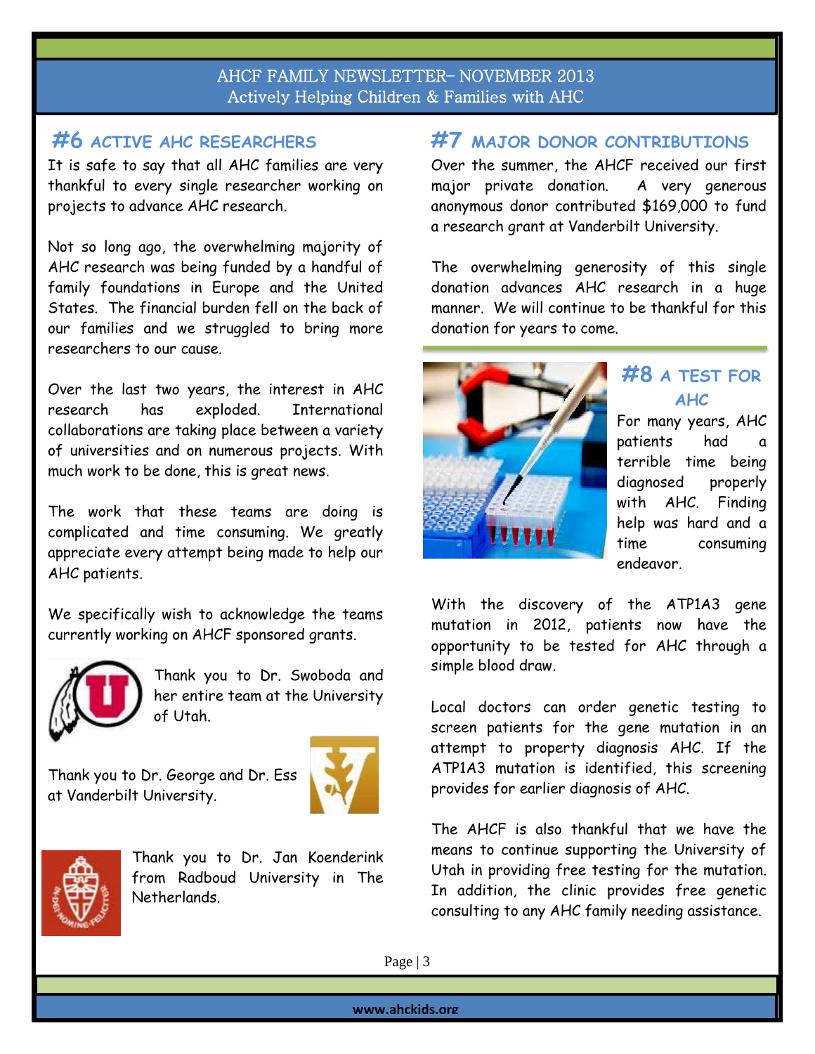## #6 ACTIVE AHC RESEARCHERS

It is safe to say that all AHC families are very thankful to every single researcher working on projects to advance AHC research.

Not so long ago, the overwhelming majority of AHC research was being funded by a handful of family foundations in Europe and the United States. The financial burden fell on the back of our families and we struggled to bring more researchers to our cause.

Over the last two years, the interest in AHC research has exploded. International collaborations are taking place between a variety of universities and on numerous projects. With much work to be done, this is great news.

The work that these teams are doing is complicated and time consuming. We greatly appreciate every attempt being made to help our AHC patients.

We specifically wish to acknowledge the teams currently working on AHCF sponsored grants.

Thank you to Dr. Swoboda and her entire team at the University of Utah.

Thank you to Dr. George and Dr. Ess at Vanderbilt University.

Thank you to Dr. Jan Koenderink from Radboud University in The Netherlands.

## #7 MAJOR DONOR CONTRIBUTIONS

Over the summer, the AHCF received our first major private donation. A very generous anonymous donor contributed $169,000 to fund a research grant at Vanderbilt University.

The overwhelming generosity of this single donation advances AHC research in a huge manner. We will continue to be thankful for this donation for years to come.

## #8 A TEST FOR AHC

For many years, AHC patients had a terrible time being diagnosed properly with AHC. Finding help was hard and a time consuming endeavor.

With the discovery of the ATP1A3 gene mutation in 2012, patients now have the opportunity to be tested for AHC through a simple blood draw.

Local doctors can order genetic testing to screen patients for the gene mutation in an attempt to property diagnosis AHC. If the ATP1A3 mutation is identified, this screening provides for earlier diagnosis of AHC.

The AHCF is also thankful that we have the means to continue supporting the University of Utah in providing free testing for the mutation. In addition, the clinic provides free genetic consulting to any AHC family needing assistance.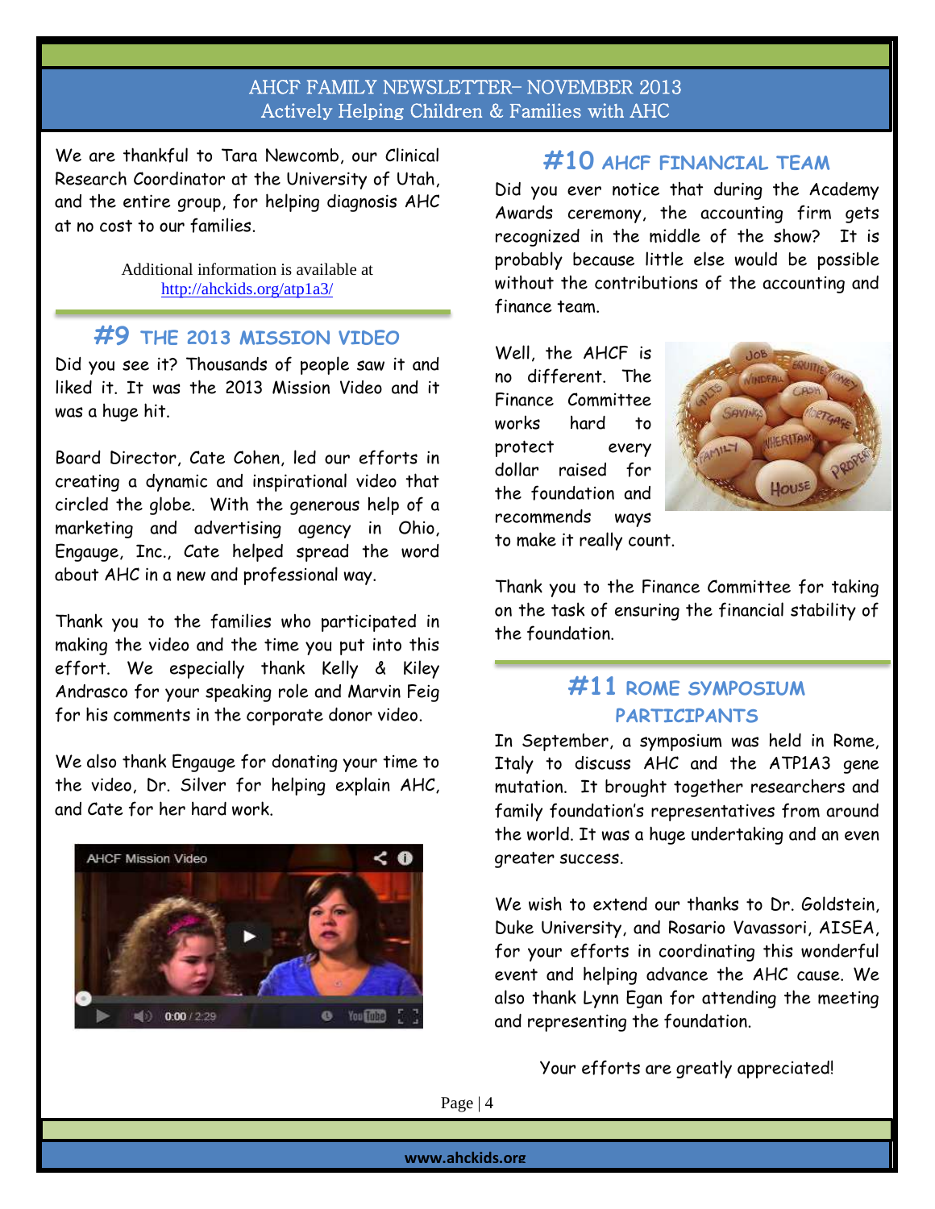We are thankful to Tara Newcomb, our Clinical Research Coordinator at the University of Utah, and the entire group, for helping diagnosis AHC at no cost to our families.

Additional information is available at [http://ahckids.org/atp1a3/](http://ahckids.org/atp1a3/)

## #9 THE 2013 MISSION VIDEO

Did you see it? Thousands of people saw it and liked it. It was the 2013 Mission Video and it was a huge hit.

Board Director, Cate Cohen, led our efforts in creating a dynamic and inspirational video that circled the globe. With the generous help of a marketing and advertising agency in Ohio, Engauge, Inc., Cate helped spread the word about AHC in a new and professional way.

Thank you to the families who participated in making the video and the time you put into this effort. We especially thank Kelly & Kiley Andrasco for your speaking role and Marvin Feig for his comments in the corporate donor video.

We also thank Engauge for donating your time to the video, Dr. Silver for helping explain AHC, and Cate for her hard work.

## #10 AHCF FINANCIAL TEAM

Did you ever notice that during the Academy Awards ceremony, the accounting firm gets recognized in the middle of the show? It is probably because little else would be possible without the contributions of the accounting and finance team.

Well, the AHCF is no different. The Finance Committee works hard to protect every dollar raised for the foundation and recommends ways to make it really count.

Thank you to the Finance Committee for taking on the task of ensuring the financial stability of the foundation.

## #11 ROME SYMPOSIUM PARTICIPANTS

In September, a symposium was held in Rome, Italy to discuss AHC and the ATP1A3 gene mutation. It brought together researchers and family foundation's representatives from around the world. It was a huge undertaking and an even greater success.

We wish to extend our thanks to Dr. Goldstein, Duke University, and Rosario Vavassori, AISEA, for your efforts in coordinating this wonderful event and helping advance the AHC cause. We also thank Lynn Egan for attending the meeting and representing the foundation.

Your efforts are greatly appreciated!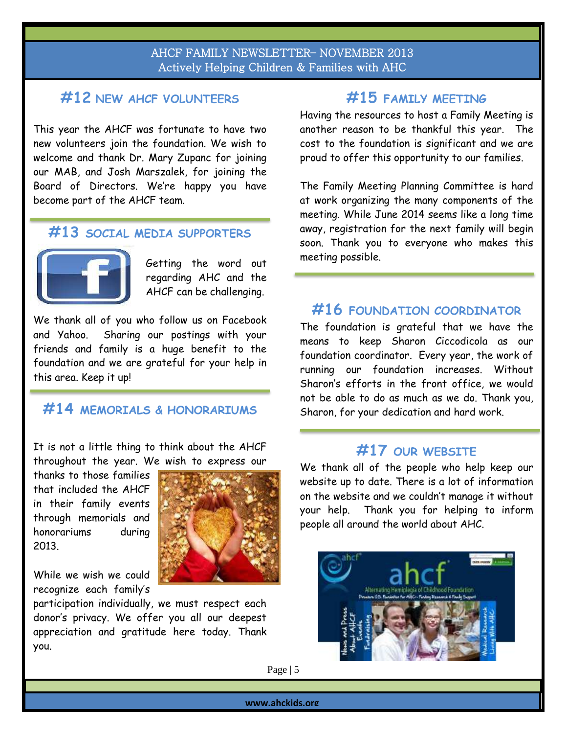## #12 NEW AHCF VOLUNTEERS

This year the AHCF was fortunate to have two new volunteers join the foundation. We wish to welcome and thank Dr. Mary Zupanc for joining our MAB, and Josh Marszalek, for joining the Board of Directors. We're happy you have become part of the AHCF team.

## #13 SOCIAL MEDIA SUPPORTERS

Getting the word out regarding AHC and the AHCF can be challenging.

We thank all of you who follow us on Facebook and Yahoo. Sharing our postings with your friends and family is a huge benefit to the foundation and we are grateful for your help in this area. Keep it up!

## #14 MEMORIALS & HONORARIUMS

It is not a little thing to think about the AHCF throughout the year. We wish to express our thanks to those families that included the AHCF in their family events through memorials and honorariums during 2013.

While we wish we could recognize each family's participation individually, we must respect each donor's privacy. We offer you all our deepest appreciation and gratitude here today. Thank you.

## #15 FAMILY MEETING

Having the resources to host a Family Meeting is another reason to be thankful this year. The cost to the foundation is significant and we are proud to offer this opportunity to our families.

The Family Meeting Planning Committee is hard at work organizing the many components of the meeting. While June 2014 seems like a long time away, registration for the next family will begin soon. Thank you to everyone who makes this meeting possible.

## #16 FOUNDATION COORDINATOR

The foundation is grateful that we have the means to keep Sharon Ciccodicola as our foundation coordinator. Every year, the work of running our foundation increases. Without Sharon's efforts in the front office, we would not be able to do as much as we do. Thank you, Sharon, for your dedication and hard work.

## #17 OUR WEBSITE

We thank all of the people who help keep our website up to date. There is a lot of information on the website and we couldn't manage it without your help. Thank you for helping to inform people all around the world about AHC.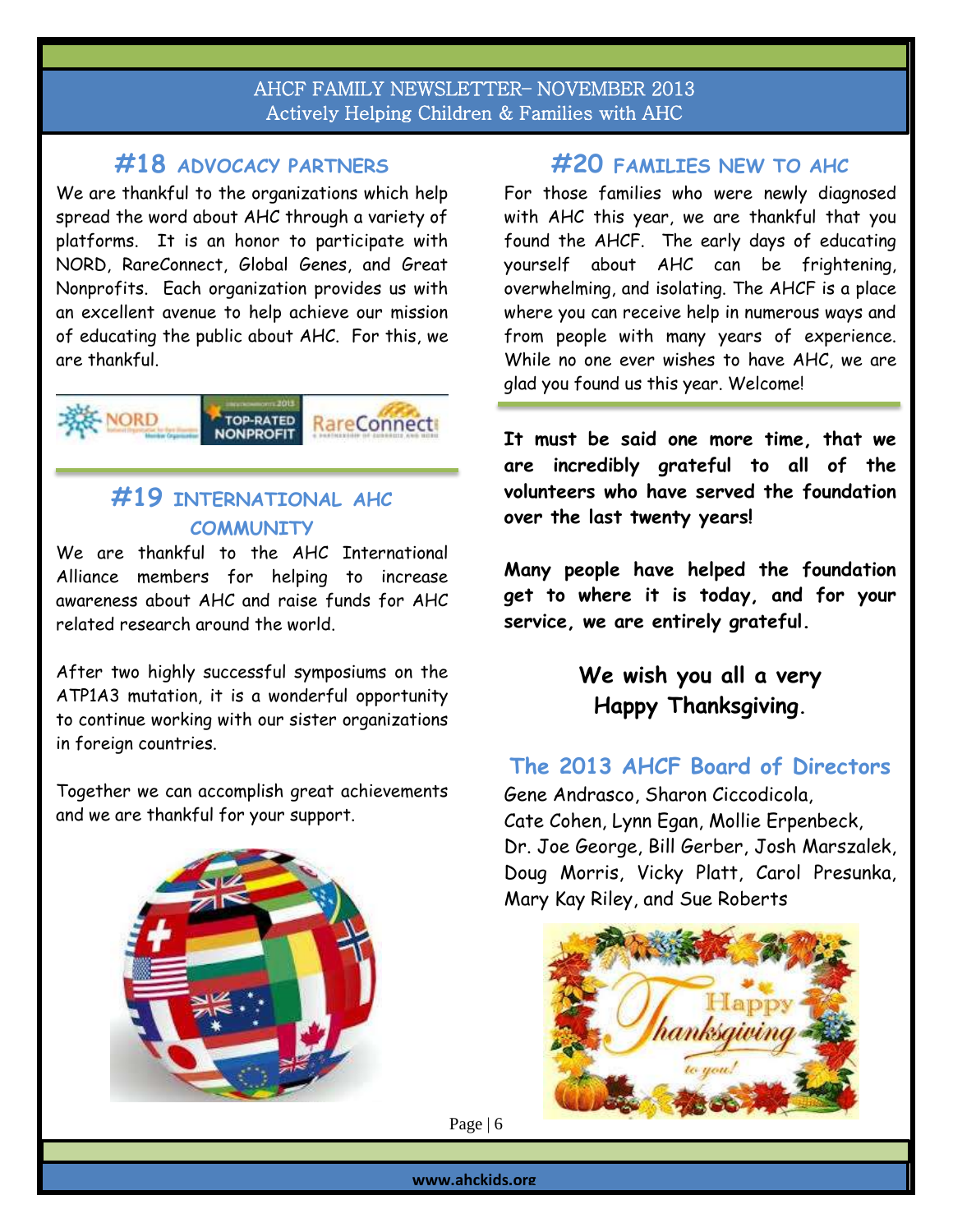## #18 ADVOCACY PARTNERS

We are thankful to the organizations which help spread the word about AHC through a variety of platforms. It is an honor to participate with NORD, RareConnect, Global Genes, and Great Nonprofits. Each organization provides us with an excellent avenue to help achieve our mission of educating the public about AHC. For this, we are thankful.

## #19 INTERNATIONAL AHC COMMUNITY

We are thankful to the AHC International Alliance members for helping to increase awareness about AHC and raise funds for AHC related research around the world.

After two highly successful symposiums on the ATP1A3 mutation, it is a wonderful opportunity to continue working with our sister organizations in foreign countries.

Together we can accomplish great achievements and we are thankful for your support.

## #20 FAMILIES NEW TO AHC

For those families who were newly diagnosed with AHC this year, we are thankful that you found the AHCF. The early days of educating yourself about AHC can be frightening, overwhelming, and isolating. The AHCF is a place where you can receive help in numerous ways and from people with many years of experience. While no one ever wishes to have AHC, we are glad you found us this year. Welcome!

**It must be said one more time, that we are incredibly grateful to all of the volunteers who have served the foundation over the last twenty years!**

**Many people have helped the foundation get to where it is today, and for your service, we are entirely grateful.**

**We wish you all a very Happy Thanksgiving.**

### The 2013 AHCF Board of Directors

Gene Andrasco, Sharon Ciccodicola, Cate Cohen, Lynn Egan, Mollie Erpenbeck, Dr. Joe George, Bill Gerber, Josh Marszalek, Doug Morris, Vicky Platt, Carol Presunka, Mary Kay Riley, and Sue Roberts